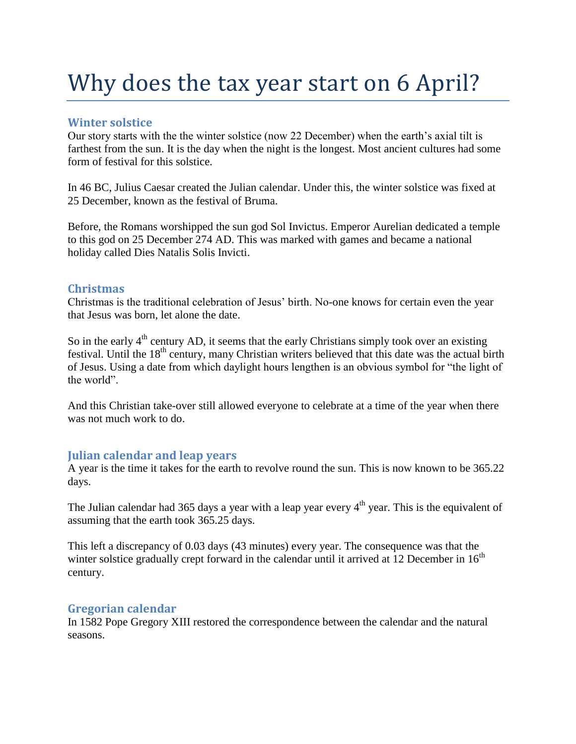# Why does the tax year start on 6 April?

## Winter solstice

Our story starts with the the winter solstice (now 22 December) when the earth's axial tilt is farthest from the sun. It is the day when the night is the longest. Most ancient cultures had some form of festival for this solstice.

In 46 BC, Julius Caesar created the Julian calendar. Under this, the winter solstice was fixed at 25 December, known as the festival of Bruma.

Before, the Romans worshipped the sun god Sol Invictus. Emperor Aurelian dedicated a temple to this god on 25 December 274 AD. This was marked with games and became a national holiday called Dies Natalis Solis Invicti.

## Christmas

Christmas is the traditional celebration of Jesus' birth. No-one knows for certain even the year that Jesus was born, let alone the date.

So in the early 4th century AD, it seems that the early Christians simply took over an existing festival. Until the 18th century, many Christian writers believed that this date was the actual birth of Jesus. Using a date from which daylight hours lengthen is an obvious symbol for "the light of the world".

And this Christian take-over still allowed everyone to celebrate at a time of the year when there was not much work to do.

## Julian calendar and leap years

A year is the time it takes for the earth to revolve round the sun. This is now known to be 365.22 days.

The Julian calendar had 365 days a year with a leap year every 4th year. This is the equivalent of assuming that the earth took 365.25 days.

This left a discrepancy of 0.03 days (43 minutes) every year. The consequence was that the winter solstice gradually crept forward in the calendar until it arrived at 12 December in 16th century.

## Gregorian calendar

In 1582 Pope Gregory XIII restored the correspondence between the calendar and the natural seasons.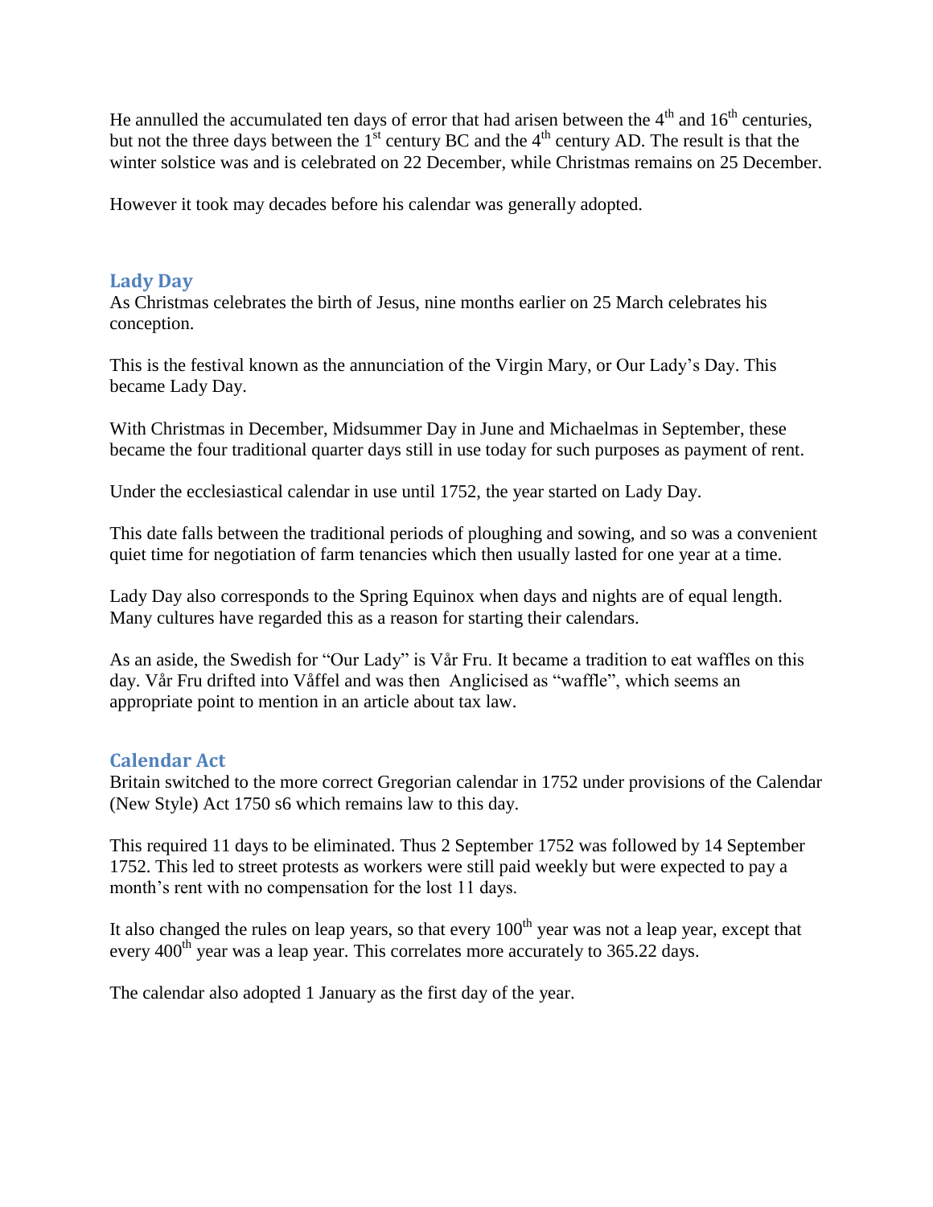He annulled the accumulated ten days of error that had arisen between the 4th and 16th centuries, but not the three days between the 1st century BC and the 4th century AD. The result is that the winter solstice was and is celebrated on 22 December, while Christmas remains on 25 December.

However it took may decades before his calendar was generally adopted.

## Lady Day

As Christmas celebrates the birth of Jesus, nine months earlier on 25 March celebrates his conception.

This is the festival known as the annunciation of the Virgin Mary, or Our Lady's Day. This became Lady Day.

With Christmas in December, Midsummer Day in June and Michaelmas in September, these became the four traditional quarter days still in use today for such purposes as payment of rent.

Under the ecclesiastical calendar in use until 1752, the year started on Lady Day.

This date falls between the traditional periods of ploughing and sowing, and so was a convenient quiet time for negotiation of farm tenancies which then usually lasted for one year at a time.

Lady Day also corresponds to the Spring Equinox when days and nights are of equal length. Many cultures have regarded this as a reason for starting their calendars.

As an aside, the Swedish for "Our Lady" is Vår Fru. It became a tradition to eat waffles on this day. Vår Fru drifted into Våffel and was then Anglicised as "waffle", which seems an appropriate point to mention in an article about tax law.

## Calendar Act

Britain switched to the more correct Gregorian calendar in 1752 under provisions of the Calendar (New Style) Act 1750 s6 which remains law to this day.

This required 11 days to be eliminated. Thus 2 September 1752 was followed by 14 September 1752. This led to street protests as workers were still paid weekly but were expected to pay a month's rent with no compensation for the lost 11 days.

It also changed the rules on leap years, so that every 100th year was not a leap year, except that every 400th year was a leap year. This correlates more accurately to 365.22 days.

The calendar also adopted 1 January as the first day of the year.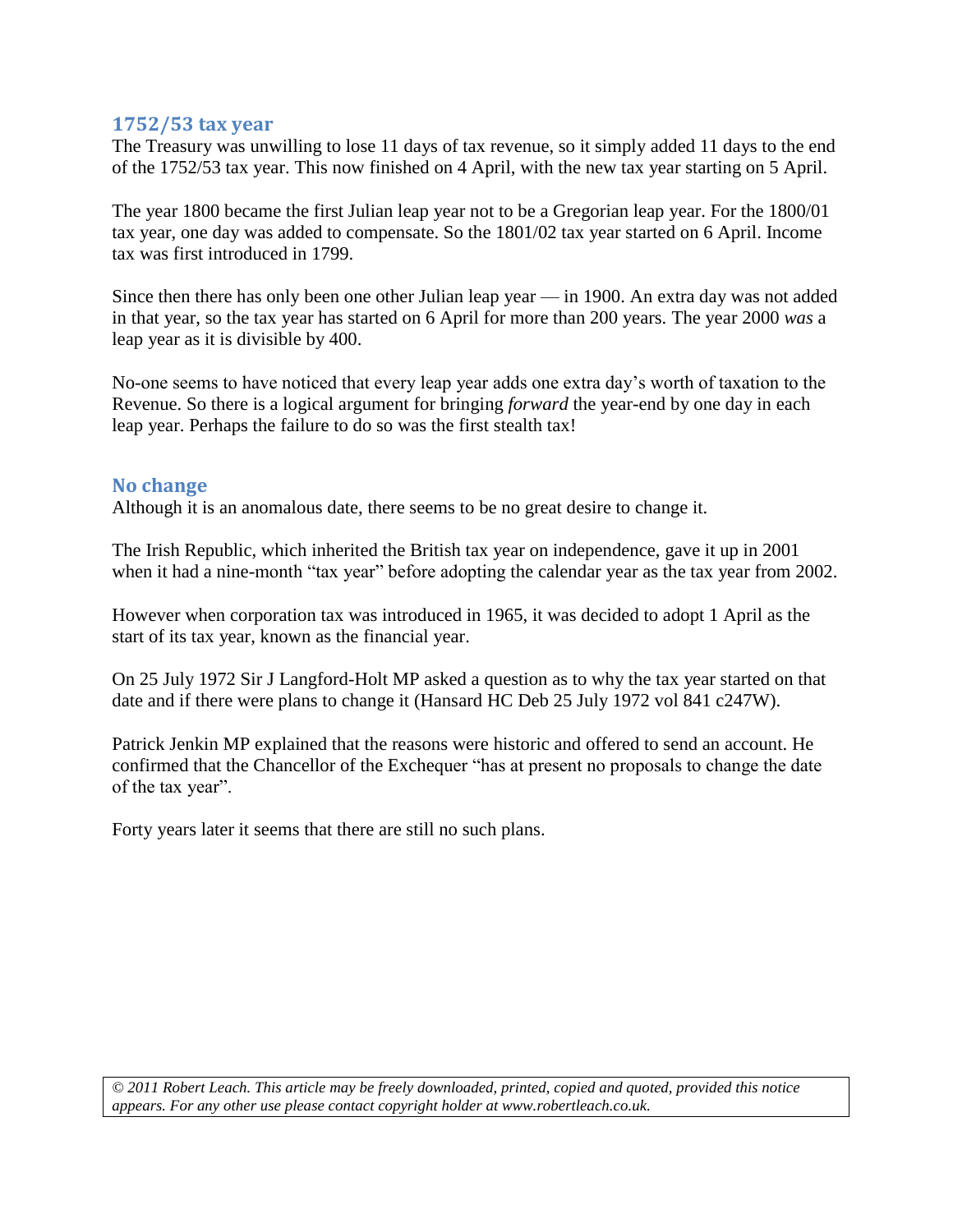## 1752/53 tax year

The Treasury was unwilling to lose 11 days of tax revenue, so it simply added 11 days to the end of the 1752/53 tax year. This now finished on 4 April, with the new tax year starting on 5 April.

The year 1800 became the first Julian leap year not to be a Gregorian leap year. For the 1800/01 tax year, one day was added to compensate. So the 1801/02 tax year started on 6 April. Income tax was first introduced in 1799.

Since then there has only been one other Julian leap year — in 1900. An extra day was not added in that year, so the tax year has started on 6 April for more than 200 years. The year 2000 *was* a leap year as it is divisible by 400.

No-one seems to have noticed that every leap year adds one extra day's worth of taxation to the Revenue. So there is a logical argument for bringing *forward* the year-end by one day in each leap year. Perhaps the failure to do so was the first stealth tax!

## No change

Although it is an anomalous date, there seems to be no great desire to change it.

The Irish Republic, which inherited the British tax year on independence, gave it up in 2001 when it had a nine-month "tax year" before adopting the calendar year as the tax year from 2002.

However when corporation tax was introduced in 1965, it was decided to adopt 1 April as the start of its tax year, known as the financial year.

On 25 July 1972 Sir J Langford-Holt MP asked a question as to why the tax year started on that date and if there were plans to change it (Hansard HC Deb 25 July 1972 vol 841 c247W).

Patrick Jenkin MP explained that the reasons were historic and offered to send an account. He confirmed that the Chancellor of the Exchequer "has at present no proposals to change the date of the tax year".

Forty years later it seems that there are still no such plans.

*© 2011 Robert Leach. This article may be freely downloaded, printed, copied and quoted, provided this notice appears. For any other use please contact copyright holder at www.robertleach.co.uk.*